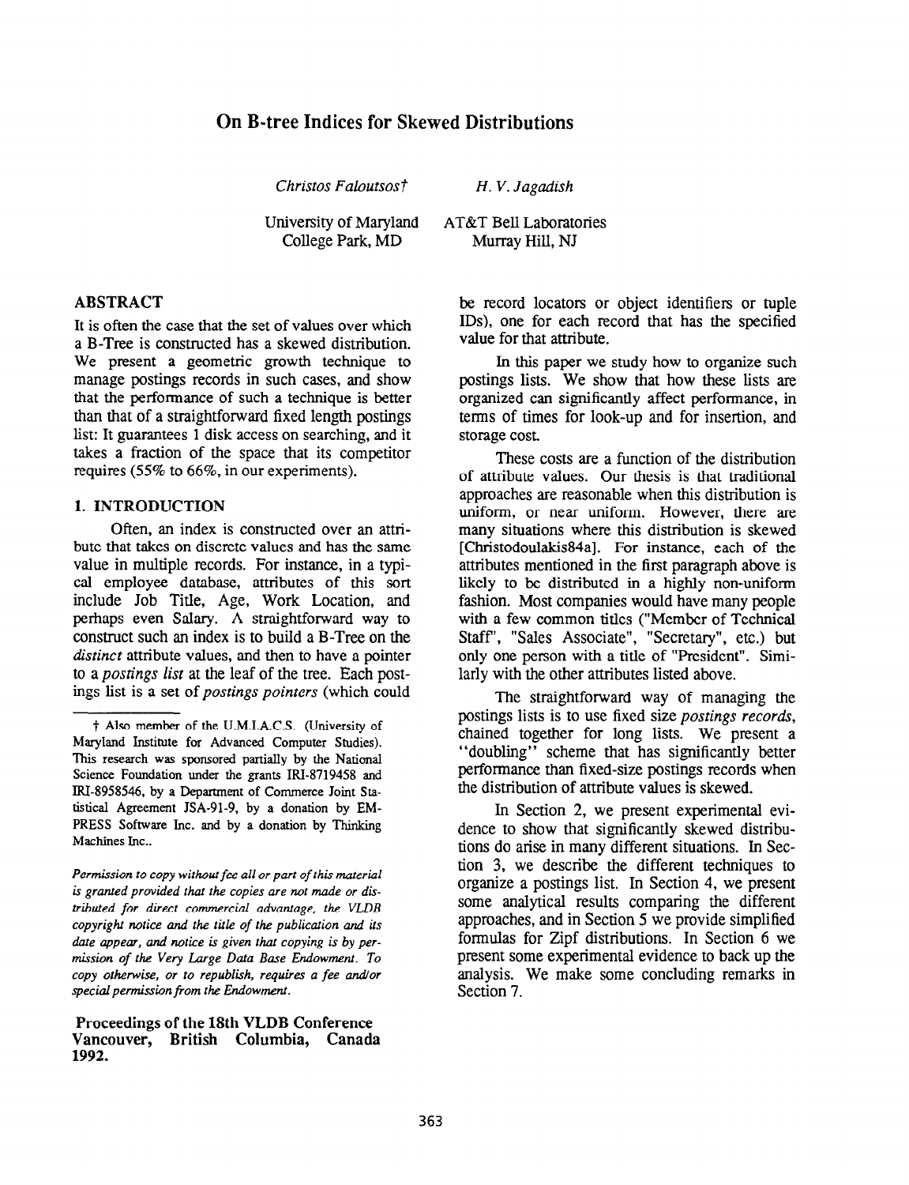# On B-tree Indices for Skewed Distributions

*Christos Faloutsos*†

University of Maryland
College Park, MD

*H. V. Jagadish*

AT&T Bell Laboratories
Murray Hill, NJ

## ABSTRACT

It is often the case that the set of values over which a B-Tree is constructed has a skewed distribution. We present a geometric growth technique to manage postings records in such cases, and show that the performance of such a technique is better than that of a straightforward fixed length postings list: It guarantees 1 disk access on searching, and it takes a fraction of the space that its competitor requires (55% to 66%, in our experiments).

## 1. INTRODUCTION

Often, an index is constructed over an attribute that takes on discrete values and has the same value in multiple records. For instance, in a typical employee database, attributes of this sort include Job Title, Age, Work Location, and perhaps even Salary. A straightforward way to construct such an index is to build a B-Tree on the *distinct* attribute values, and then to have a pointer to a *postings list* at the leaf of the tree. Each postings list is a set of *postings pointers* (which could be record locators or object identifiers or tuple IDs), one for each record that has the specified value for that attribute.

In this paper we study how to organize such postings lists. We show that how these lists are organized can significantly affect performance, in terms of times for look-up and for insertion, and storage cost.

These costs are a function of the distribution of attribute values. Our thesis is that traditional approaches are reasonable when this distribution is uniform, or near uniform. However, there are many situations where this distribution is skewed [Christodoulakis84a]. For instance, each of the attributes mentioned in the first paragraph above is likely to be distributed in a highly non-uniform fashion. Most companies would have many people with a few common titles ("Member of Technical Staff", "Sales Associate", "Secretary", etc.) but only one person with a title of "President". Similarly with the other attributes listed above.

The straightforward way of managing the postings lists is to use fixed size *postings records*, chained together for long lists. We present a "doubling" scheme that has significantly better performance than fixed-size postings records when the distribution of attribute values is skewed.

In Section 2, we present experimental evidence to show that significantly skewed distributions do arise in many different situations. In Section 3, we describe the different techniques to organize a postings list. In Section 4, we present some analytical results comparing the different approaches, and in Section 5 we provide simplified formulas for Zipf distributions. In Section 6 we present some experimental evidence to back up the analysis. We make some concluding remarks in Section 7.

---

† Also member of the U.M.I.A.C.S. (University of Maryland Institute for Advanced Computer Studies). This research was sponsored partially by the National Science Foundation under the grants IRI-8719458 and IRI-8958546, by a Department of Commerce Joint Statistical Agreement JSA-91-9, by a donation by EMPRESS Software Inc. and by a donation by Thinking Machines Inc..

*Permission to copy without fee all or part of this material is granted provided that the copies are not made or distributed for direct commercial advantage, the VLDB copyright notice and the title of the publication and its date appear, and notice is given that copying is by permission of the Very Large Data Base Endowment. To copy otherwise, or to republish, requires a fee and/or special permission from the Endowment.*

**Proceedings of the 18th VLDB Conference Vancouver, British Columbia, Canada 1992.**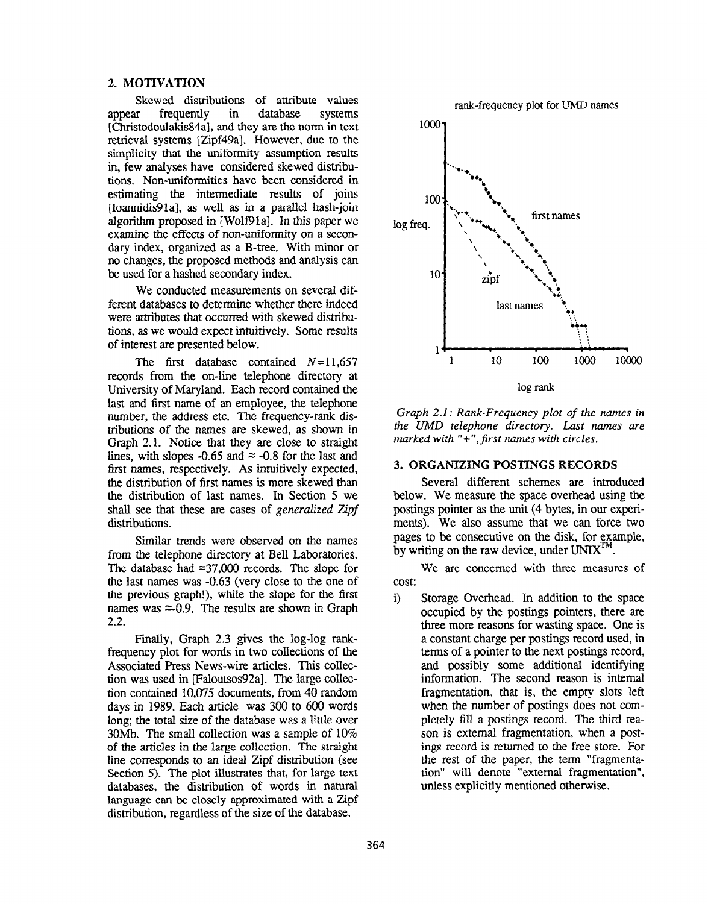## 2. MOTIVATION

Skewed distributions of attribute values appear frequently in database systems [Christodoulakis84a], and they are the norm in text retrieval systems [Zipf49a]. However, due to the simplicity that the uniformity assumption results in, few analyses have considered skewed distributions. Non-uniformities have been considered in estimating the intermediate results of joins [Ioannidis91a], as well as in a parallel hash-join algorithm proposed in [Wolf91a]. In this paper we examine the effects of non-uniformity on a secondary index, organized as a B-tree. With minor or no changes, the proposed methods and analysis can be used for a hashed secondary index.

We conducted measurements on several different databases to determine whether there indeed were attributes that occurred with skewed distributions, as we would expect intuitively. Some results of interest are presented below.

The first database contained $N=11{,}657$ records from the on-line telephone directory at University of Maryland. Each record contained the last and first name of an employee, the telephone number, the address etc. The frequency-rank distributions of the names are skewed, as shown in Graph 2.1. Notice that they are close to straight lines, with slopes -0.65 and $\approx$ -0.8 for the last and first names, respectively. As intuitively expected, the distribution of first names is more skewed than the distribution of last names. In Section 5 we shall see that these are cases of *generalized Zipf* distributions.

Similar trends were observed on the names from the telephone directory at Bell Laboratories. The database had $\approx$37,000 records. The slope for the last names was -0.63 (very close to the one of the previous graph!), while the slope for the first names was $\approx$-0.9. The results are shown in Graph 2.2.

Finally, Graph 2.3 gives the log-log rank-frequency plot for words in two collections of the Associated Press News-wire articles. This collection was used in [Faloutsos92a]. The large collection contained 10,075 documents, from 40 random days in 1989. Each article was 300 to 600 words long; the total size of the database was a little over 30Mb. The small collection was a sample of 10% of the articles in the large collection. The straight line corresponds to an ideal Zipf distribution (see Section 5). The plot illustrates that, for large text databases, the distribution of words in natural language can be closely approximated with a Zipf distribution, regardless of the size of the database.

*Graph 2.1: Rank-Frequency plot of the names in the UMD telephone directory. Last names are marked with "+", first names with circles.*

## 3. ORGANIZING POSTINGS RECORDS

Several different schemes are introduced below. We measure the space overhead using the postings pointer as the unit (4 bytes, in our experiments). We also assume that we can force two pages to be consecutive on the disk, for example, by writing on the raw device, under UNIX™.

We are concerned with three measures of cost:

i) Storage Overhead. In addition to the space occupied by the postings pointers, there are three more reasons for wasting space. One is a constant charge per postings record used, in terms of a pointer to the next postings record, and possibly some additional identifying information. The second reason is internal fragmentation, that is, the empty slots left when the number of postings does not completely fill a postings record. The third reason is external fragmentation, when a postings record is returned to the free store. For the rest of the paper, the term "fragmentation" will denote "external fragmentation", unless explicitly mentioned otherwise.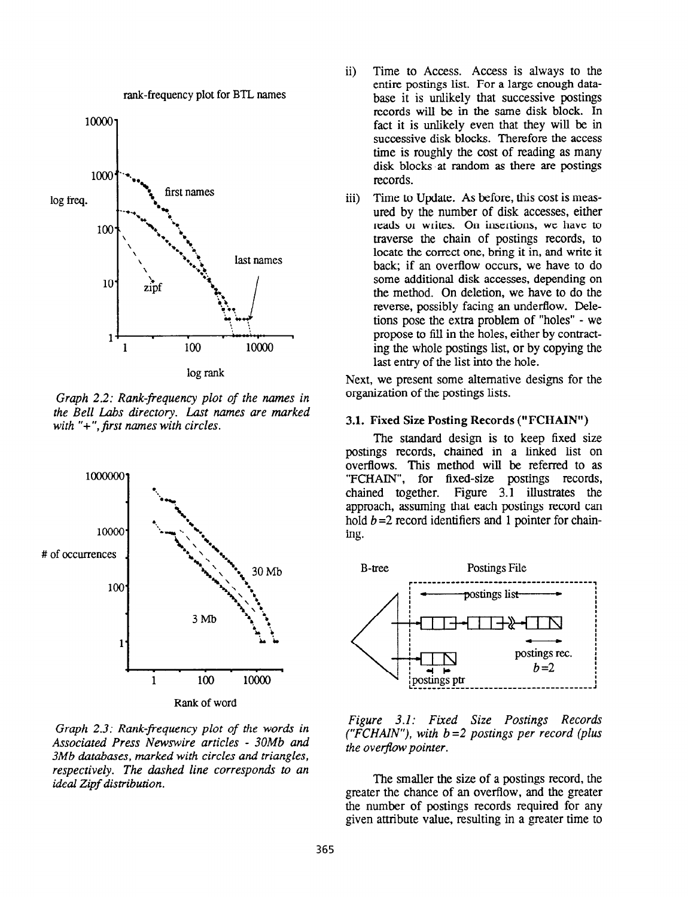Graph 2.2: *Rank-frequency plot of the names in the Bell Labs directory. Last names are marked with "+", first names with circles.*

Graph 2.3: *Rank-frequency plot of the words in Associated Press Newswire articles - 30Mb and 3Mb databases, marked with circles and triangles, respectively. The dashed line corresponds to an ideal Zipf distribution.*

ii) Time to Access. Access is always to the entire postings list. For a large enough database it is unlikely that successive postings records will be in the same disk block. In fact it is unlikely even that they will be in successive disk blocks. Therefore the access time is roughly the cost of reading as many disk blocks at random as there are postings records.

iii) Time to Update. As before, this cost is measured by the number of disk accesses, either reads or writes. On insertions, we have to traverse the chain of postings records, to locate the correct one, bring it in, and write it back; if an overflow occurs, we have to do some additional disk accesses, depending on the method. On deletion, we have to do the reverse, possibly facing an underflow. Deletions pose the extra problem of "holes" - we propose to fill in the holes, either by contracting the whole postings list, or by copying the last entry of the list into the hole.

Next, we present some alternative designs for the organization of the postings lists.

### 3.1. Fixed Size Posting Records ("FCHAIN")

The standard design is to keep fixed size postings records, chained in a linked list on overflows. This method will be referred to as "FCHAIN", for fixed-size postings records, chained together. Figure 3.1 illustrates the approach, assuming that each postings record can hold $b=2$ record identifiers and 1 pointer for chaining.

*Figure 3.1: Fixed Size Postings Records ("FCHAIN"), with $b=2$ postings per record (plus the overflow pointer.*

The smaller the size of a postings record, the greater the chance of an overflow, and the greater the number of postings records required for any given attribute value, resulting in a greater time to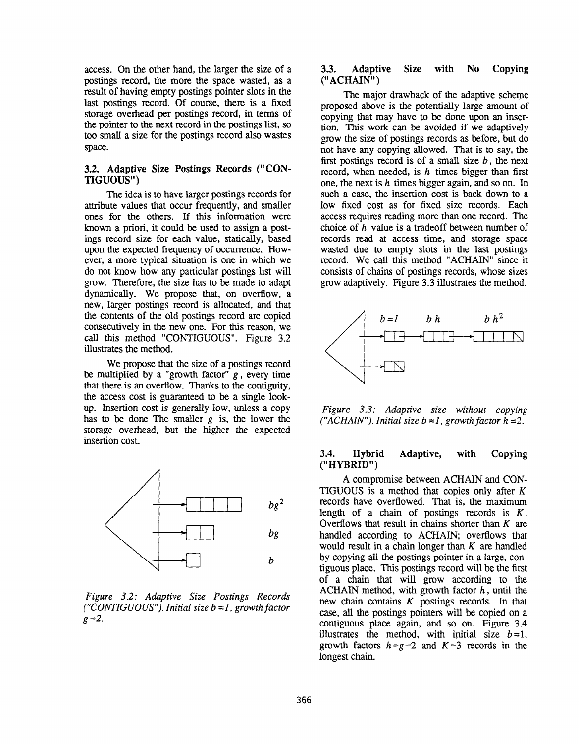access. On the other hand, the larger the size of a postings record, the more the space wasted, as a result of having empty postings pointer slots in the last postings record. Of course, there is a fixed storage overhead per postings record, in terms of the pointer to the next record in the postings list, so too small a size for the postings record also wastes space.

### 3.2. Adaptive Size Postings Records ("CONTIGUOUS")

The idea is to have larger postings records for attribute values that occur frequently, and smaller ones for the others. If this information were known a priori, it could be used to assign a postings record size for each value, statically, based upon the expected frequency of occurrence. However, a more typical situation is one in which we do not know how any particular postings list will grow. Therefore, the size has to be made to adapt dynamically. We propose that, on overflow, a new, larger postings record is allocated, and that the contents of the old postings record are copied consecutively in the new one. For this reason, we call this method "CONTIGUOUS". Figure 3.2 illustrates the method.

We propose that the size of a postings record be multiplied by a "growth factor" $g$, every time that there is an overflow. Thanks to the contiguity, the access cost is guaranteed to be a single lookup. Insertion cost is generally low, unless a copy has to be done The smaller $g$ is, the lower the storage overhead, but the higher the expected insertion cost.

*Figure 3.2: Adaptive Size Postings Records ("CONTIGUOUS"). Initial size $b=1$, growth factor $g=2$.*

### 3.3. Adaptive Size with No Copying ("ACHAIN")

The major drawback of the adaptive scheme proposed above is the potentially large amount of copying that may have to be done upon an insertion. This work can be avoided if we adaptively grow the size of postings records as before, but do not have any copying allowed. That is to say, the first postings record is of a small size $b$, the next record, when needed, is $h$ times bigger than first one, the next is $h$ times bigger again, and so on. In such a case, the insertion cost is back down to a low fixed cost as for fixed size records. Each access requires reading more than one record. The choice of $h$ value is a tradeoff between number of records read at access time, and storage space wasted due to empty slots in the last postings record. We call this method "ACHAIN" since it consists of chains of postings records, whose sizes grow adaptively. Figure 3.3 illustrates the method.

*Figure 3.3: Adaptive size without copying ("ACHAIN"). Initial size $b=1$, growth factor $h=2$.*

### 3.4. Hybrid Adaptive, with Copying ("HYBRID")

A compromise between ACHAIN and CONTIGUOUS is a method that copies only after $K$ records have overflowed. That is, the maximum length of a chain of postings records is $K$. Overflows that result in chains shorter than $K$ are handled according to ACHAIN; overflows that would result in a chain longer than $K$ are handled by copying all the postings pointer in a large, contiguous place. This postings record will be the first of a chain that will grow according to the ACHAIN method, with growth factor $h$, until the new chain contains $K$ postings records. In that case, all the postings pointers will be copied on a contiguous place again, and so on. Figure 3.4 illustrates the method, with initial size $b=1$, growth factors $h=g=2$ and $K=3$ records in the longest chain.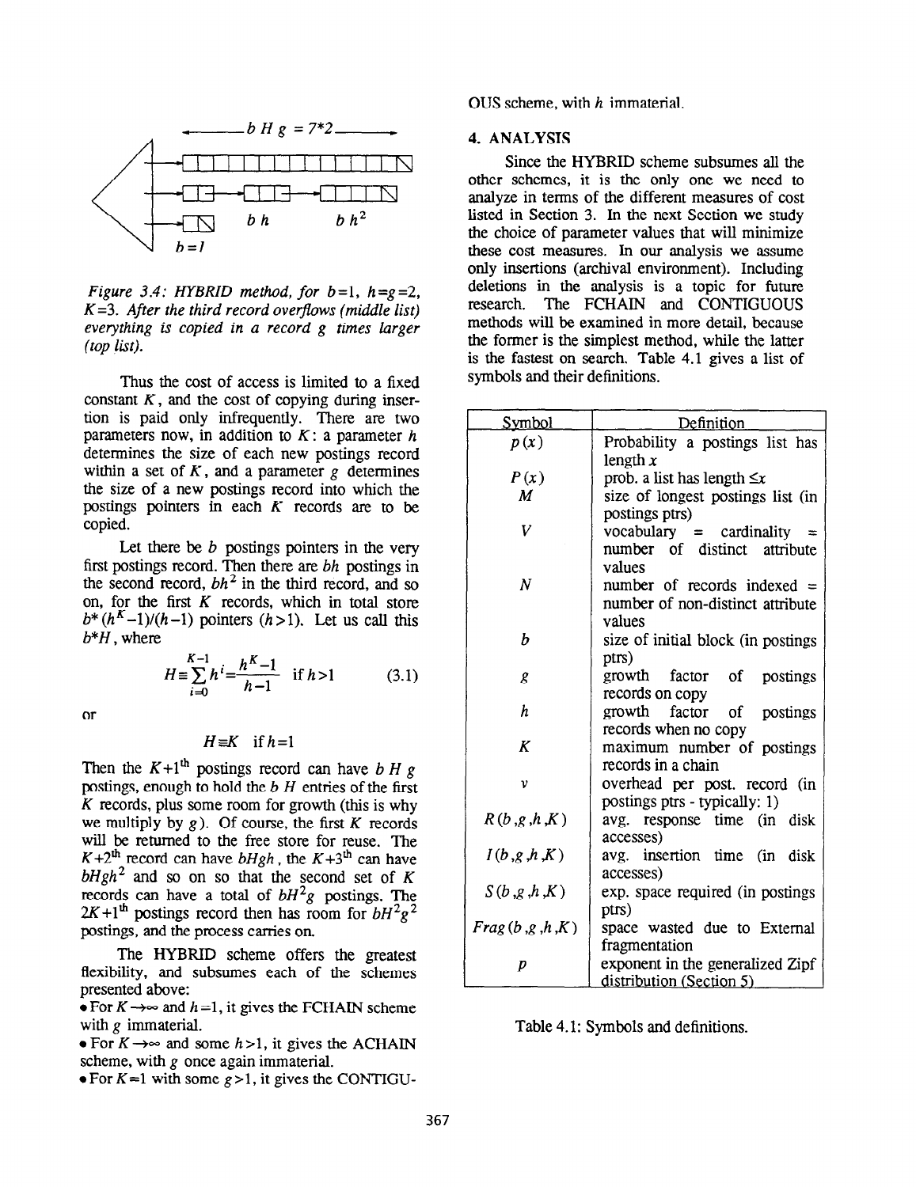Figure 3.4: HYBRID method, for $b=1$, $h=g=2$, $K=3$. After the third record overflows (middle list) everything is copied in a record $g$ times larger (top list).

Thus the cost of access is limited to a fixed constant $K$, and the cost of copying during insertion is paid only infrequently. There are two parameters now, in addition to $K$: a parameter $h$ determines the size of each new postings record within a set of $K$, and a parameter $g$ determines the size of a new postings record into which the postings pointers in each $K$ records are to be copied.

Let there be $b$ postings pointers in the very first postings record. Then there are $bh$ postings in the second record, $bh^2$ in the third record, and so on, for the first $K$ records, which in total store $b*(h^K-1)/(h-1)$ pointers ($h>1$). Let us call this $b*H$, where

$$H \equiv \sum_{i=0}^{K-1} h^i = \frac{h^K-1}{h-1} \quad \text{if } h>1 \tag{3.1}$$

or

$$H \equiv K \quad \text{if } h=1$$

Then the $K+1^{th}$ postings record can have $b\,H\,g$ postings, enough to hold the $b\,H$ entries of the first $K$ records, plus some room for growth (this is why we multiply by $g$). Of course, the first $K$ records will be returned to the free store for reuse. The $K+2^{th}$ record can have $bHgh$, the $K+3^{th}$ can have $bHgh^2$ and so on so that the second set of $K$ records can have a total of $bH^2g$ postings. The $2K+1^{th}$ postings record then has room for $bH^2g^2$ postings, and the process carries on.

The HYBRID scheme offers the greatest flexibility, and subsumes each of the schemes presented above:

- For $K \rightarrow \infty$ and $h=1$, it gives the FCHAIN scheme with $g$ immaterial.
- For $K \rightarrow \infty$ and some $h>1$, it gives the ACHAIN scheme, with $g$ once again immaterial.
- For $K=1$ with some $g>1$, it gives the CONTIGUOUS scheme, with $h$ immaterial.

## 4. ANALYSIS

Since the HYBRID scheme subsumes all the other schemes, it is the only one we need to analyze in terms of the different measures of cost listed in Section 3. In the next Section we study the choice of parameter values that will minimize these cost measures. In our analysis we assume only insertions (archival environment). Including deletions in the analysis is a topic for future research. The FCHAIN and CONTIGUOUS methods will be examined in more detail, because the former is the simplest method, while the latter is the fastest on search. Table 4.1 gives a list of symbols and their definitions.

| Symbol | Definition |
|---|---|
| $p(x)$ | Probability a postings list has length $x$ |
| $P(x)$ | prob. a list has length $\leq x$ |
| $M$ | size of longest postings list (in postings ptrs) |
| $V$ | vocabulary = cardinality = number of distinct attribute values |
| $N$ | number of records indexed = number of non-distinct attribute values |
| $b$ | size of initial block (in postings ptrs) |
| $g$ | growth factor of postings records on copy |
| $h$ | growth factor of postings records when no copy |
| $K$ | maximum number of postings records in a chain |
| $v$ | overhead per post. record (in postings ptrs - typically: 1) |
| $R(b,g,h,K)$ | avg. response time (in disk accesses) |
| $I(b,g,h,K)$ | avg. insertion time (in disk accesses) |
| $S(b,g,h,K)$ | exp. space required (in postings ptrs) |
| $Frag(b,g,h,K)$ | space wasted due to External fragmentation |
| $p$ | exponent in the generalized Zipf distribution (Section 5) |

Table 4.1: Symbols and definitions.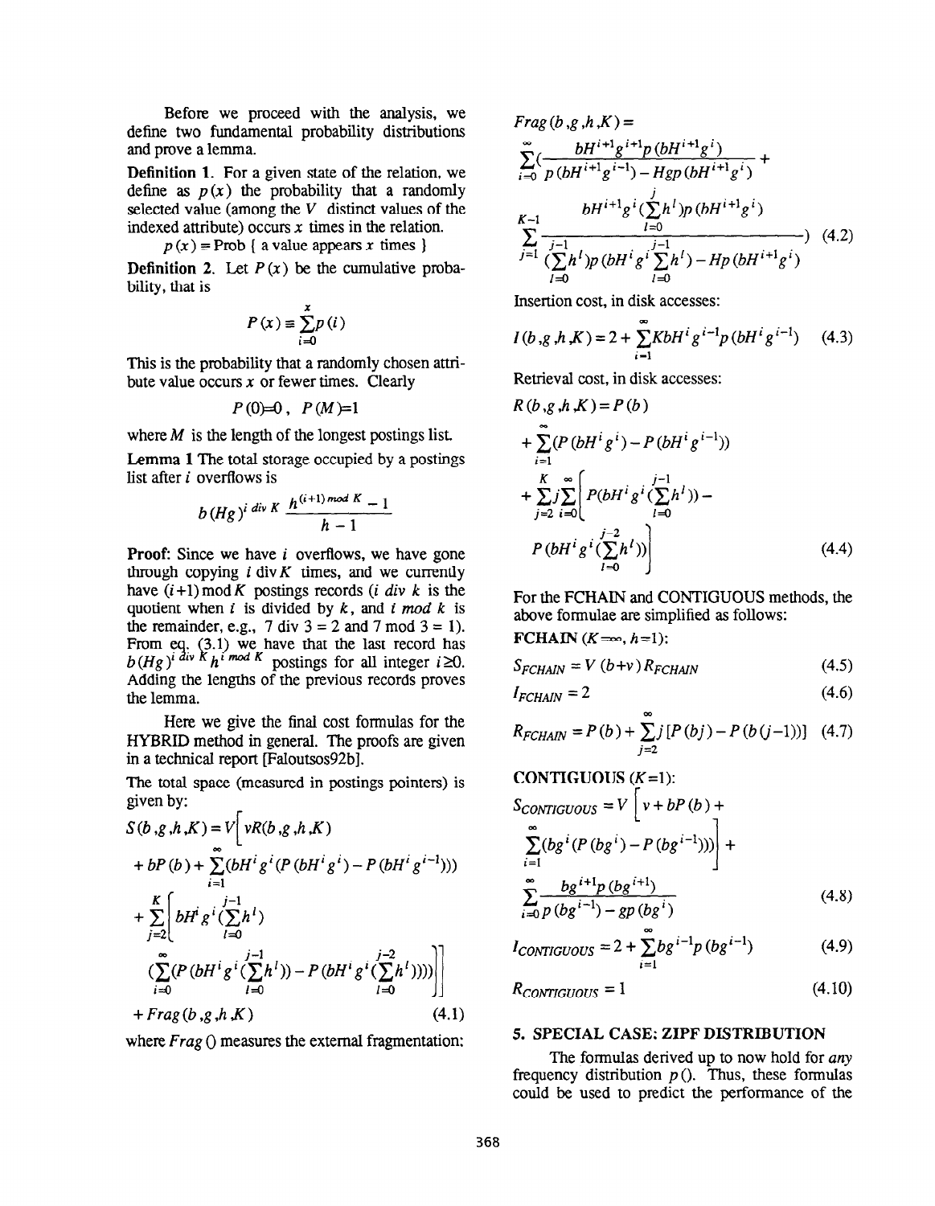Before we proceed with the analysis, we define two fundamental probability distributions and prove a lemma.

**Definition 1.** For a given state of the relation, we define as $p(x)$ the probability that a randomly selected value (among the $V$ distinct values of the indexed attribute) occurs $x$ times in the relation.

$$p(x) = \text{Prob} \{ \text{ a value appears } x \text{ times } \}$$

**Definition 2.** Let $P(x)$ be the cumulative probability, that is

$$P(x) \equiv \sum_{i=0}^{x} p(i)$$

This is the probability that a randomly chosen attribute value occurs $x$ or fewer times. Clearly

$$P(0)=0, \quad P(M)=1$$

where $M$ is the length of the longest postings list.

**Lemma 1** The total storage occupied by a postings list after $i$ overflows is

$$b(Hg)^{i \text{ div } K} \frac{h^{(i+1) \bmod K} - 1}{h - 1}$$

**Proof:** Since we have $i$ overflows, we have gone through copying $i \text{ div} K$ times, and we currently have $(i+1) \bmod K$ postings records ($i$ *div* $k$ is the quotient when $i$ is divided by $k$, and $i$ *mod* $k$ is the remainder, e.g., 7 div 3 = 2 and 7 mod 3 = 1). From eq. (3.1) we have that the last record has $b(Hg)^{i \text{ div } K} h^{i \bmod K}$ postings for all integer $i \geq 0$. Adding the lengths of the previous records proves the lemma.

Here we give the final cost formulas for the HYBRID method in general. The proofs are given in a technical report [Faloutsos92b].

The total space (measured in postings pointers) is given by:

$$S(b,g,h,K) = V \Big[ vR(b,g,h,K) + bP(b) + \sum_{i=1}^{\infty} (bH^i g^i (P(bH^i g^i) - P(bH^i g^{i-1}))) + \sum_{j=2}^{K} \Big[ bH^i g^i (\sum_{l=0}^{j-1} h^l) \Big( \sum_{i=0}^{\infty} (P(bH^i g^i (\sum_{l=0}^{j-1} h^l)) - P(bH^i g^i (\sum_{l=0}^{j-2} h^l))) \Big) \Big] \Big] + Frag(b,g,h,K) \quad (4.1)$$

where $Frag()$ measures the external fragmentation:

$$Frag(b,g,h,K) = \sum_{i=0}^{\infty} \Big( \frac{bH^{i+1} g^{i+1} p(bH^{i+1} g^i)}{p(bH^{i+1} g^{i-1}) - Hgp(bH^{i+1} g^i)} + \sum_{j=1}^{K-1} \frac{bH^{i+1} g^i (\sum_{l=0}^{j} h^l) p(bH^{i+1} g^i)}{(\sum_{l=0}^{j-1} h^l) p(bH^i g^i \sum_{l=0}^{j-1} h^l) - Hp(bH^{i+1} g^i)} \Big) \quad (4.2)$$

Insertion cost, in disk accesses:

$$I(b,g,h,K) = 2 + \sum_{i=1}^{\infty} KbH^i g^{i-1} p(bH^i g^{i-1}) \quad (4.3)$$

Retrieval cost, in disk accesses:

$$R(b,g,h,K) = P(b) + \sum_{i=1}^{\infty} (P(bH^i g^i) - P(bH^i g^{i-1})) + \sum_{j=2}^{K} j \sum_{i=0}^{\infty} \Big[ P(bH^i g^i (\sum_{l=0}^{j-1} h^l)) - P(bH^i g^i (\sum_{l=0}^{j-2} h^l)) \Big] \quad (4.4)$$

For the FCHAIN and CONTIGUOUS methods, the above formulae are simplified as follows:

**FCHAIN** ($K=\infty$, $h=1$):

$$S_{FCHAIN} = V(b+v) R_{FCHAIN} \quad (4.5)$$

$$I_{FCHAIN} = 2 \quad (4.6)$$

$$R_{FCHAIN} = P(b) + \sum_{j=2}^{\infty} j [P(bj) - P(b(j-1))] \quad (4.7)$$

**CONTIGUOUS** ($K=1$):

$$S_{CONTIGUOUS} = V \Big[ v + bP(b) + \sum_{i=1}^{\infty} (bg^i (P(bg^i) - P(bg^{i-1}))) \Big] + \sum_{i=0}^{\infty} \frac{bg^{i+1} p(bg^{i+1})}{p(bg^{i-1}) - gp(bg^i)} \quad (4.8)$$

$$I_{CONTIGUOUS} = 2 + \sum_{i=1}^{\infty} bg^{i-1} p(bg^{i-1}) \quad (4.9)$$

$$R_{CONTIGUOUS} = 1 \quad (4.10)$$

## 5. SPECIAL CASE: ZIPF DISTRIBUTION

The formulas derived up to now hold for *any* frequency distribution $p()$. Thus, these formulas could be used to predict the performance of the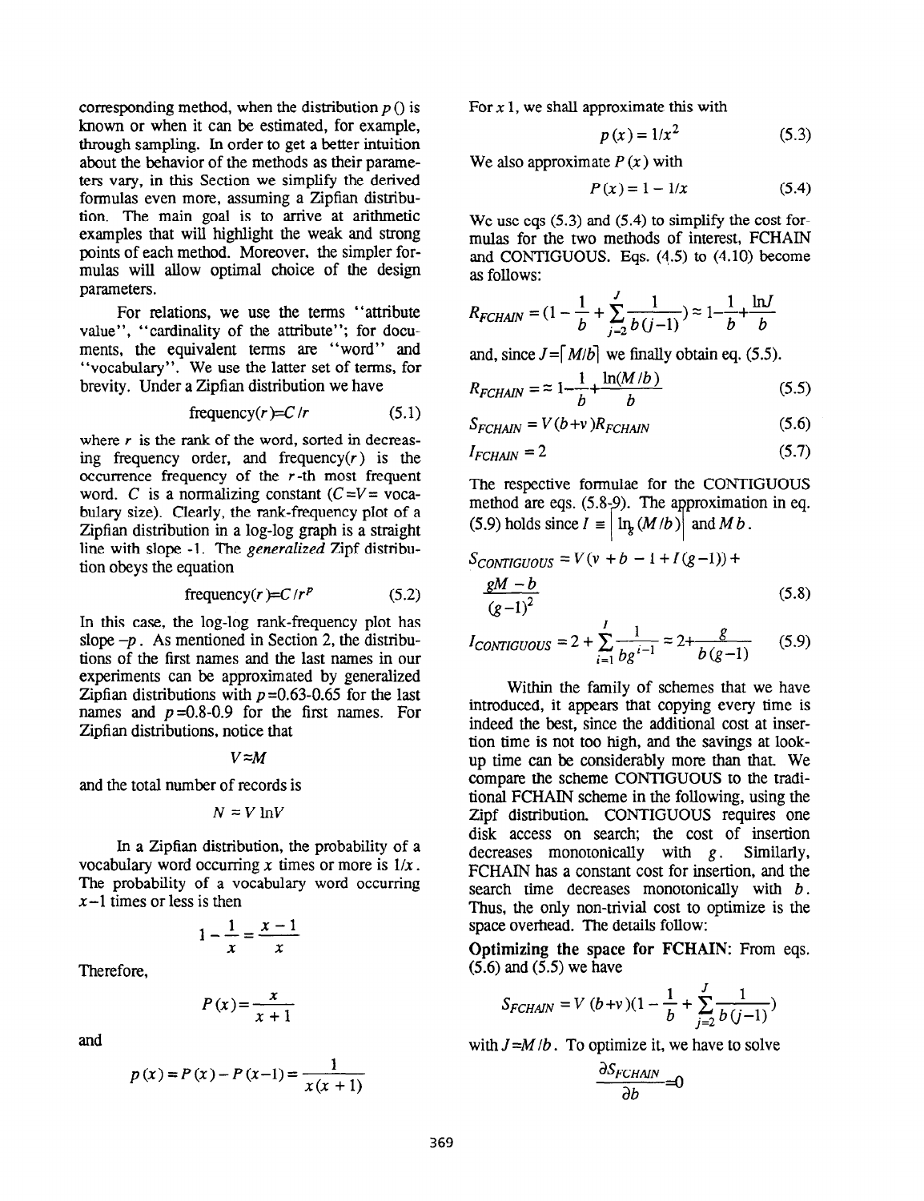corresponding method, when the distribution $p()$ is known or when it can be estimated, for example, through sampling. In order to get a better intuition about the behavior of the methods as their parameters vary, in this Section we simplify the derived formulas even more, assuming a Zipfian distribution. The main goal is to arrive at arithmetic examples that will highlight the weak and strong points of each method. Moreover, the simpler formulas will allow optimal choice of the design parameters.

For relations, we use the terms "attribute value", "cardinality of the attribute"; for documents, the equivalent terms are "word" and "vocabulary". We use the latter set of terms, for brevity. Under a Zipfian distribution we have

$$\text{frequency}(r) = C / r \tag{5.1}$$

where $r$ is the rank of the word, sorted in decreasing frequency order, and frequency($r$) is the occurrence frequency of the $r$-th most frequent word. $C$ is a normalizing constant ($C = V =$ vocabulary size). Clearly, the rank-frequency plot of a Zipfian distribution in a log-log graph is a straight line with slope -1. The *generalized* Zipf distribution obeys the equation

$$\text{frequency}(r) = C / r^p \tag{5.2}$$

In this case, the log-log rank-frequency plot has slope $-p$. As mentioned in Section 2, the distributions of the first names and the last names in our experiments can be approximated by generalized Zipfian distributions with $p$=0.63-0.65 for the last names and $p$=0.8-0.9 for the first names. For Zipfian distributions, notice that

$$V \approx M$$

and the total number of records is

$$N \approx V \ln V$$

In a Zipfian distribution, the probability of a vocabulary word occurring $x$ times or more is $1/x$. The probability of a vocabulary word occurring $x-1$ times or less is then

$$1 - \frac{1}{x} = \frac{x-1}{x}$$

Therefore,

$$P(x) = \frac{x}{x+1}$$

and

$$p(x) = P(x) - P(x-1) = \frac{1}{x(x+1)}$$

For $x$ 1, we shall approximate this with

$$p(x) = 1/x^2 \tag{5.3}$$

We also approximate $P(x)$ with

$$P(x) = 1 - 1/x \tag{5.4}$$

We use eqs (5.3) and (5.4) to simplify the cost formulas for the two methods of interest, FCHAIN and CONTIGUOUS. Eqs. (4.5) to (4.10) become as follows:

$$R_{FCHAIN} = (1 - \frac{1}{b} + \sum_{j=2}^{J} \frac{1}{b(j-1)}) \approx 1 - \frac{1}{b} + \frac{\ln J}{b}$$

and, since $J = \lceil M/b \rceil$ we finally obtain eq. (5.5).

$$R_{FCHAIN} = \approx 1 - \frac{1}{b} + \frac{\ln(M/b)}{b} \tag{5.5}$$

$$S_{FCHAIN} = V(b+v) R_{FCHAIN} \tag{5.6}$$

$$I_{FCHAIN} = 2 \tag{5.7}$$

The respective formulae for the CONTIGUOUS method are eqs. (5.8-9). The approximation in eq. (5.9) holds since $I \equiv \lceil \ln_g(M/b) \rceil$ and $M$ $b$.

$$S_{CONTIGUOUS} = V(v + b - 1 + I(g-1)) + \frac{gM - b}{(g-1)^2} \tag{5.8}$$

$$I_{CONTIGUOUS} = 2 + \sum_{i=1}^{I} \frac{1}{bg^{i-1}} \approx 2 + \frac{g}{b(g-1)} \tag{5.9}$$

Within the family of schemes that we have introduced, it appears that copying every time is indeed the best, since the additional cost at insertion time is not too high, and the savings at lookup time can be considerably more than that. We compare the scheme CONTIGUOUS to the traditional FCHAIN scheme in the following, using the Zipf distribution. CONTIGUOUS requires one disk access on search; the cost of insertion decreases monotonically with $g$. Similarly, FCHAIN has a constant cost for insertion, and the search time decreases monotonically with $b$. Thus, the only non-trivial cost to optimize is the space overhead. The details follow:

**Optimizing the space for FCHAIN:** From eqs. (5.6) and (5.5) we have

$$S_{FCHAIN} = V(b+v)(1 - \frac{1}{b} + \sum_{j=2}^{J} \frac{1}{b(j-1)})$$

with $J = M/b$. To optimize it, we have to solve

$$\frac{\partial S_{FCHAIN}}{\partial b} = 0$$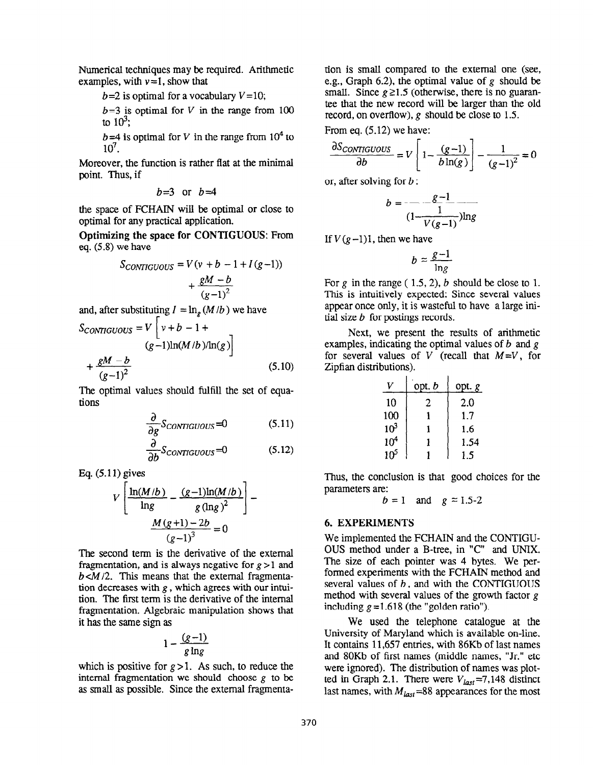Numerical techniques may be required. Arithmetic examples, with $v=1$, show that

$b=2$ is optimal for a vocabulary $V=10$;

$b=3$ is optimal for $V$ in the range from 100 to $10^3$;

$b=4$ is optimal for $V$ in the range from $10^4$ to $10^7$.

Moreover, the function is rather flat at the minimal point. Thus, if

$$b=3 \text{ or } b=4$$

the space of FCHAIN will be optimal or close to optimal for any practical application.

**Optimizing the space for CONTIGUOUS:** From eq. (5.8) we have

$$S_{CONTIGUOUS} = V(v + b - 1 + I(g-1)) + \frac{gM - b}{(g-1)^2}$$

and, after substituting $I = \ln_g(M/b)$ we have

$$S_{CONTIGUOUS} = V\left[v + b - 1 + (g-1)\ln(M/b)/\ln(g)\right] + \frac{gM - b}{(g-1)^2} \tag{5.10}$$

The optimal values should fulfill the set of equations

$$\frac{\partial}{\partial g} S_{CONTIGUOUS} = 0 \tag{5.11}$$

$$\frac{\partial}{\partial b} S_{CONTIGUOUS} = 0 \tag{5.12}$$

Eq. (5.11) gives

$$V\left[\frac{\ln(M/b)}{\ln g} - \frac{(g-1)\ln(M/b)}{g(\ln g)^2}\right] - \frac{M(g+1) - 2b}{(g-1)^3} = 0$$

The second term is the derivative of the external fragmentation, and is always negative for $g>1$ and $b<M/2$. This means that the external fragmentation decreases with $g$, which agrees with our intuition. The first term is the derivative of the internal fragmentation. Algebraic manipulation shows that it has the same sign as

$$1 - \frac{(g-1)}{g \ln g}$$

which is positive for $g>1$. As such, to reduce the internal fragmentation we should choose $g$ to be as small as possible. Since the external fragmentation is small compared to the external one (see, e.g., Graph 6.2), the optimal value of $g$ should be small. Since $g \geq 1.5$ (otherwise, there is no guarantee that the new record will be larger than the old record, on overflow), $g$ should be close to 1.5.

From eq. (5.12) we have:

$$\frac{\partial S_{CONTIGUOUS}}{\partial b} = V\left[1 - \frac{(g-1)}{b\ln(g)}\right] - \frac{1}{(g-1)^2} = 0$$

or, after solving for $b$:

$$b = \frac{g-1}{(1 - \frac{1}{V(g-1)})\ln g}$$

If $V(g-1)1$, then we have

$$b \approx \frac{g-1}{\ln g}$$

For $g$ in the range ( 1.5, 2), $b$ should be close to 1. This is intuitively expected: Since several values appear once only, it is wasteful to have a large initial size $b$ for postings records.

Next, we present the results of arithmetic examples, indicating the optimal values of $b$ and $g$ for several values of $V$ (recall that $M=V$, for Zipfian distributions).

| $V$ | opt. $b$ | opt. $g$ |
|---|---|---|
| 10 | 2 | 2.0 |
| 100 | 1 | 1.7 |
| $10^3$ | 1 | 1.6 |
| $10^4$ | 1 | 1.54 |
| $10^5$ | 1 | 1.5 |

Thus, the conclusion is that good choices for the parameters are:

$$b = 1 \quad \text{and} \quad g \approx 1.5\text{-}2$$

## 6. EXPERIMENTS

We implemented the FCHAIN and the CONTIGUOUS method under a B-tree, in "C" and UNIX. The size of each pointer was 4 bytes. We performed experiments with the FCHAIN method and several values of $b$, and with the CONTIGUOUS method with several values of the growth factor $g$ including $g=1.618$ (the "golden ratio").

We used the telephone catalogue at the University of Maryland which is available on-line. It contains 11,657 entries, with 86Kb of last names and 80Kb of first names (middle names, "Jr." etc were ignored). The distribution of names was plotted in Graph 2.1. There were $V_{last}=7{,}148$ distinct last names, with $M_{last}=88$ appearances for the most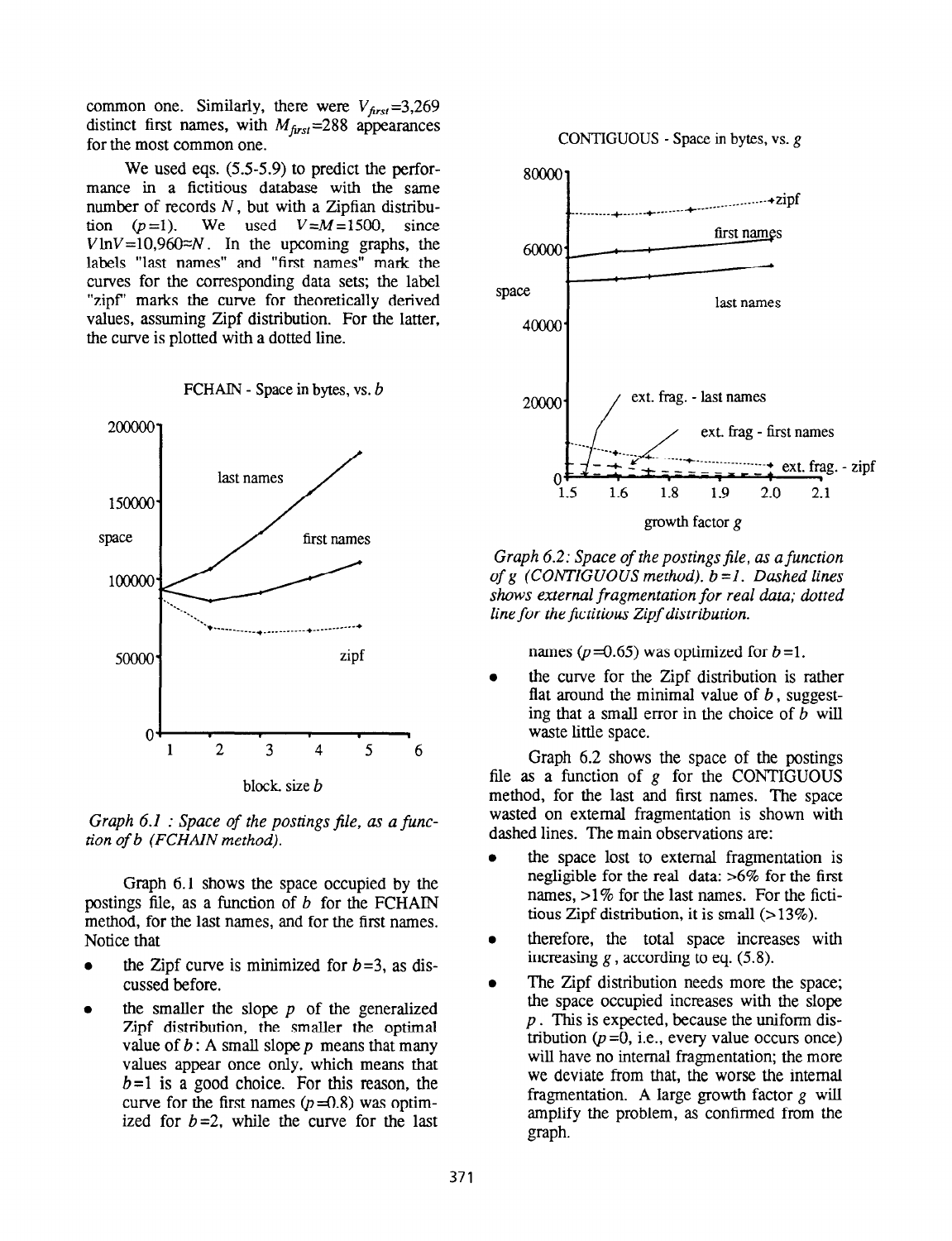common one. Similarly, there were $V_{first}$=3,269 distinct first names, with $M_{first}$=288 appearances for the most common one.

We used eqs. (5.5-5.9) to predict the performance in a fictitious database with the same number of records $N$, but with a Zipfian distribution ($p$=1). We used $V$=$M$=1500, since $V \ln V$=10,960≈$N$. In the upcoming graphs, the labels "last names" and "first names" mark the curves for the corresponding data sets; the label "zipf" marks the curve for theoretically derived values, assuming Zipf distribution. For the latter, the curve is plotted with a dotted line.

FCHAIN - Space in bytes, vs. $b$

*Graph 6.1 : Space of the postings file, as a function of $b$ (FCHAIN method).*

Graph 6.1 shows the space occupied by the postings file, as a function of $b$ for the FCHAIN method, for the last names, and for the first names. Notice that

- the Zipf curve is minimized for $b$=3, as discussed before.
- the smaller the slope $p$ of the generalized Zipf distribution, the smaller the optimal value of $b$: A small slope $p$ means that many values appear once only, which means that $b$=1 is a good choice. For this reason, the curve for the first names ($p$=0.8) was optimized for $b$=2, while the curve for the last names ($p$=0.65) was optimized for $b$=1.
- the curve for the Zipf distribution is rather flat around the minimal value of $b$, suggesting that a small error in the choice of $b$ will waste little space.

CONTIGUOUS - Space in bytes, vs. $g$

*Graph 6.2: Space of the postings file, as a function of $g$ (CONTIGUOUS method). $b$=1. Dashed lines shows external fragmentation for real data; dotted line for the fictitious Zipf distribution.*

Graph 6.2 shows the space of the postings file as a function of $g$ for the CONTIGUOUS method, for the last and first names. The space wasted on external fragmentation is shown with dashed lines. The main observations are:

- the space lost to external fragmentation is negligible for the real data: >6% for the first names, >1% for the last names. For the fictitious Zipf distribution, it is small (>13%).
- therefore, the total space increases with increasing $g$, according to eq. (5.8).
- The Zipf distribution needs more the space; the space occupied increases with the slope $p$. This is expected, because the uniform distribution ($p$=0, i.e., every value occurs once) will have no internal fragmentation; the more we deviate from that, the worse the internal fragmentation. A large growth factor $g$ will amplify the problem, as confirmed from the graph.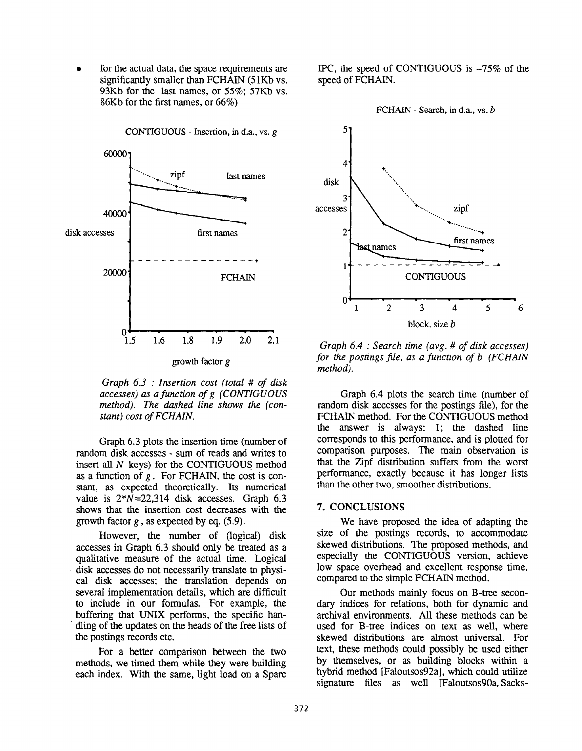- for the actual data, the space requirements are significantly smaller than FCHAIN (51Kb vs. 93Kb for the last names, or 55%; 57Kb vs. 86Kb for the first names, or 66%)

*Graph 6.3 : Insertion cost (total # of disk accesses) as a function of g (CONTIGUOUS method). The dashed line shows the (constant) cost of FCHAIN.*

Graph 6.3 plots the insertion time (number of random disk accesses - sum of reads and writes to insert all $N$ keys) for the CONTIGUOUS method as a function of $g$. For FCHAIN, the cost is constant, as expected theoretically. Its numerical value is $2*N$=22,314 disk accesses. Graph 6.3 shows that the insertion cost decreases with the growth factor $g$, as expected by eq. (5.9).

However, the number of (logical) disk accesses in Graph 6.3 should only be treated as a qualitative measure of the actual time. Logical disk accesses do not necessarily translate to physical disk accesses; the translation depends on several implementation details, which are difficult to include in our formulas. For example, the buffering that UNIX performs, the specific handling of the updates on the heads of the free lists of the postings records etc.

For a better comparison between the two methods, we timed them while they were building each index. With the same, light load on a Sparc IPC, the speed of CONTIGUOUS is ≈75% of the speed of FCHAIN.

*Graph 6.4 : Search time (avg. # of disk accesses) for the postings file, as a function of b (FCHAIN method).*

Graph 6.4 plots the search time (number of random disk accesses for the postings file), for the FCHAIN method. For the CONTIGUOUS method the answer is always: 1; the dashed line corresponds to this performance, and is plotted for comparison purposes. The main observation is that the Zipf distribution suffers from the worst performance, exactly because it has longer lists than the other two, smoother distributions.

## 7. CONCLUSIONS

We have proposed the idea of adapting the size of the postings records, to accommodate skewed distributions. The proposed methods, and especially the CONTIGUOUS version, achieve low space overhead and excellent response time, compared to the simple FCHAIN method.

Our methods mainly focus on B-tree secondary indices for relations, both for dynamic and archival environments. All these methods can be used for B-tree indices on text as well, where skewed distributions are almost universal. For text, these methods could possibly be used either by themselves, or as building blocks within a hybrid method [Faloutsos92a], which could utilize signature files as well [Faloutsos90a, Sacks-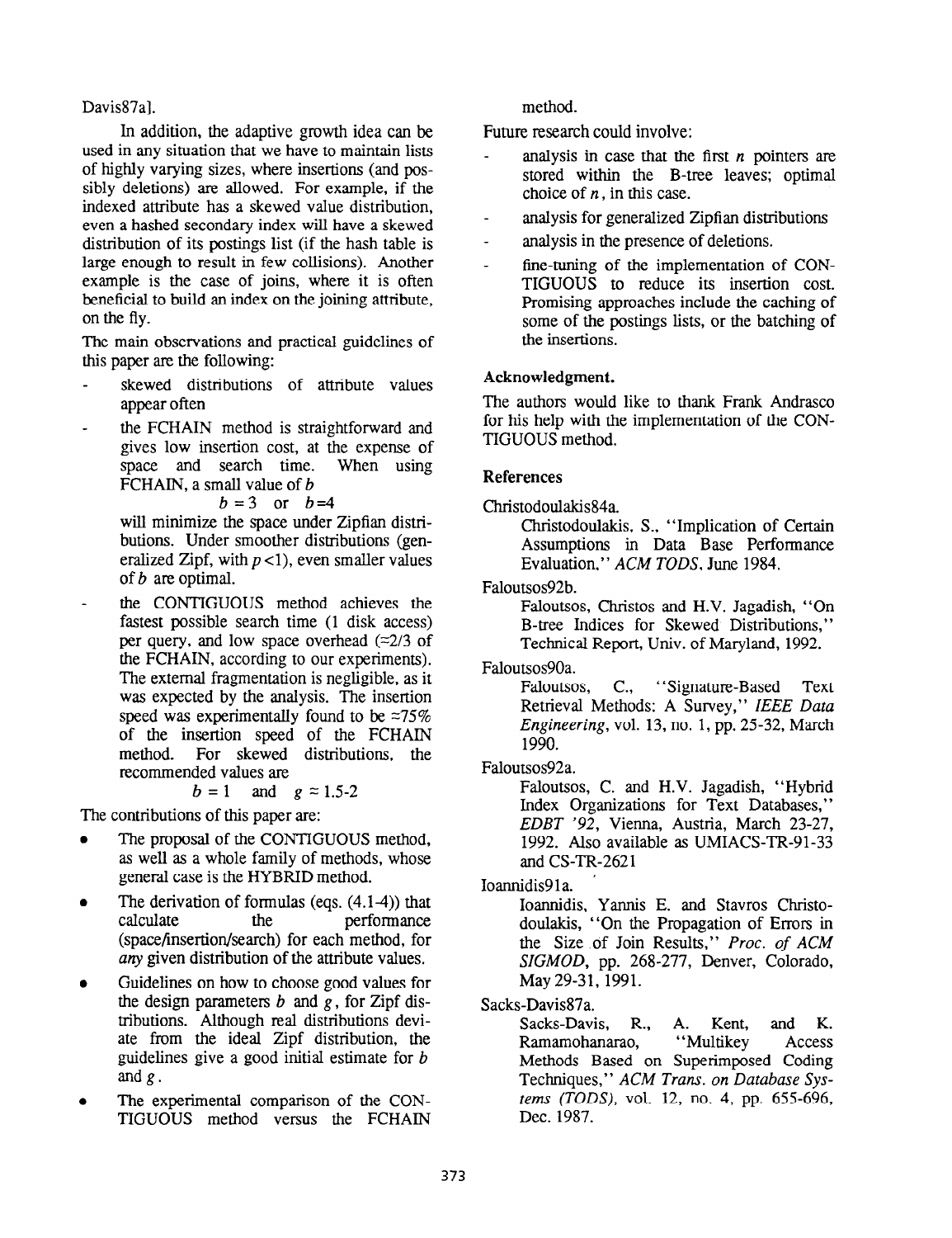Davis87a].

In addition, the adaptive growth idea can be used in any situation that we have to maintain lists of highly varying sizes, where insertions (and possibly deletions) are allowed. For example, if the indexed attribute has a skewed value distribution, even a hashed secondary index will have a skewed distribution of its postings list (if the hash table is large enough to result in few collisions). Another example is the case of joins, where it is often beneficial to build an index on the joining attribute, on the fly.

The main observations and practical guidelines of this paper are the following:

- skewed distributions of attribute values appear often
- the FCHAIN method is straightforward and gives low insertion cost, at the expense of space and search time. When using FCHAIN, a small value of $b$

  $$b = 3 \quad \text{or} \quad b=4$$

  will minimize the space under Zipfian distributions. Under smoother distributions (generalized Zipf, with $p<1$), even smaller values of $b$ are optimal.
- the CONTIGUOUS method achieves the fastest possible search time (1 disk access) per query, and low space overhead ($\approx$2/3 of the FCHAIN, according to our experiments). The external fragmentation is negligible, as it was expected by the analysis. The insertion speed was experimentally found to be $\approx$75% of the insertion speed of the FCHAIN method. For skewed distributions, the recommended values are

  $$b = 1 \quad \text{and} \quad g \approx 1.5\text{-}2$$

The contributions of this paper are:

- The proposal of the CONTIGUOUS method, as well as a whole family of methods, whose general case is the HYBRID method.
- The derivation of formulas (eqs. (4.1-4)) that calculate the performance (space/insertion/search) for each method, for *any* given distribution of the attribute values.
- Guidelines on how to choose good values for the design parameters $b$ and $g$, for Zipf distributions. Although real distributions deviate from the ideal Zipf distribution, the guidelines give a good initial estimate for $b$ and $g$.
- The experimental comparison of the CONTIGUOUS method versus the FCHAIN method.

Future research could involve:

- analysis in case that the first $n$ pointers are stored within the B-tree leaves; optimal choice of $n$, in this case.
- analysis for generalized Zipfian distributions
- analysis in the presence of deletions.
- fine-tuning of the implementation of CONTIGUOUS to reduce its insertion cost. Promising approaches include the caching of some of the postings lists, or the batching of the insertions.

### Acknowledgment.

The authors would like to thank Frank Andrasco for his help with the implementation of the CONTIGUOUS method.

### References

Christodoulakis84a.
Christodoulakis, S., "Implication of Certain Assumptions in Data Base Performance Evaluation," *ACM TODS*, June 1984.

Faloutsos92b.
Faloutsos, Christos and H.V. Jagadish, "On B-tree Indices for Skewed Distributions," Technical Report, Univ. of Maryland, 1992.

Faloutsos90a.
Faloutsos, C., "Signature-Based Text Retrieval Methods: A Survey," *IEEE Data Engineering*, vol. 13, no. 1, pp. 25-32, March 1990.

Faloutsos92a.
Faloutsos, C. and H.V. Jagadish, "Hybrid Index Organizations for Text Databases," *EDBT '92*, Vienna, Austria, March 23-27, 1992. Also available as UMIACS-TR-91-33 and CS-TR-2621

Ioannidis91a.
Ioannidis, Yannis E. and Stavros Christodoulakis, "On the Propagation of Errors in the Size of Join Results," *Proc. of ACM SIGMOD*, pp. 268-277, Denver, Colorado, May 29-31, 1991.

Sacks-Davis87a.
Sacks-Davis, R., A. Kent, and K. Ramamohanarao, "Multikey Access Methods Based on Superimposed Coding Techniques," *ACM Trans. on Database Systems (TODS)*, vol. 12, no. 4, pp. 655-696, Dec. 1987.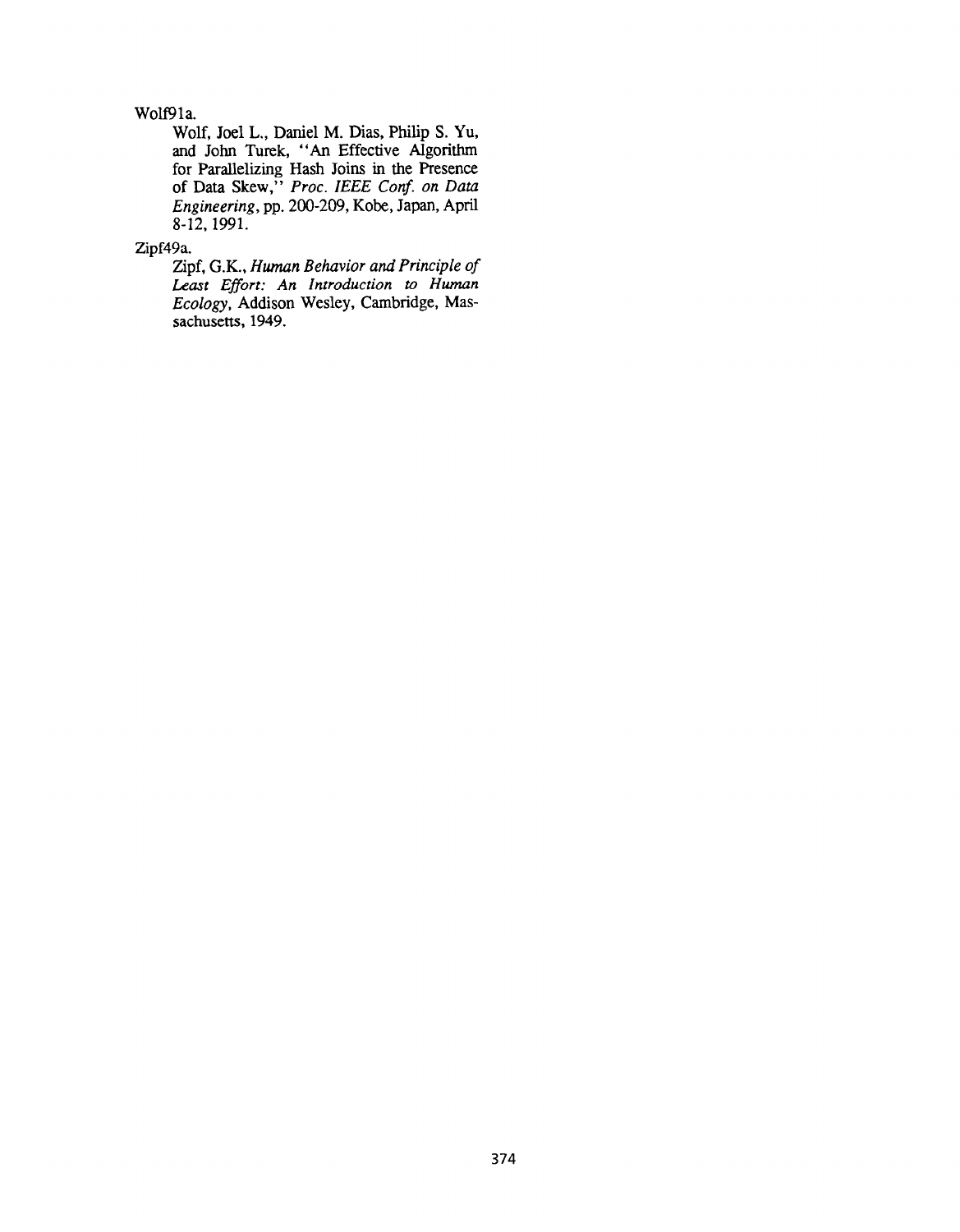Wolf91a.

Wolf, Joel L., Daniel M. Dias, Philip S. Yu, and John Turek, "An Effective Algorithm for Parallelizing Hash Joins in the Presence of Data Skew," *Proc. IEEE Conf. on Data Engineering*, pp. 200-209, Kobe, Japan, April 8-12, 1991.

Zipf49a.

Zipf, G.K., *Human Behavior and Principle of Least Effort: An Introduction to Human Ecology*, Addison Wesley, Cambridge, Massachusetts, 1949.